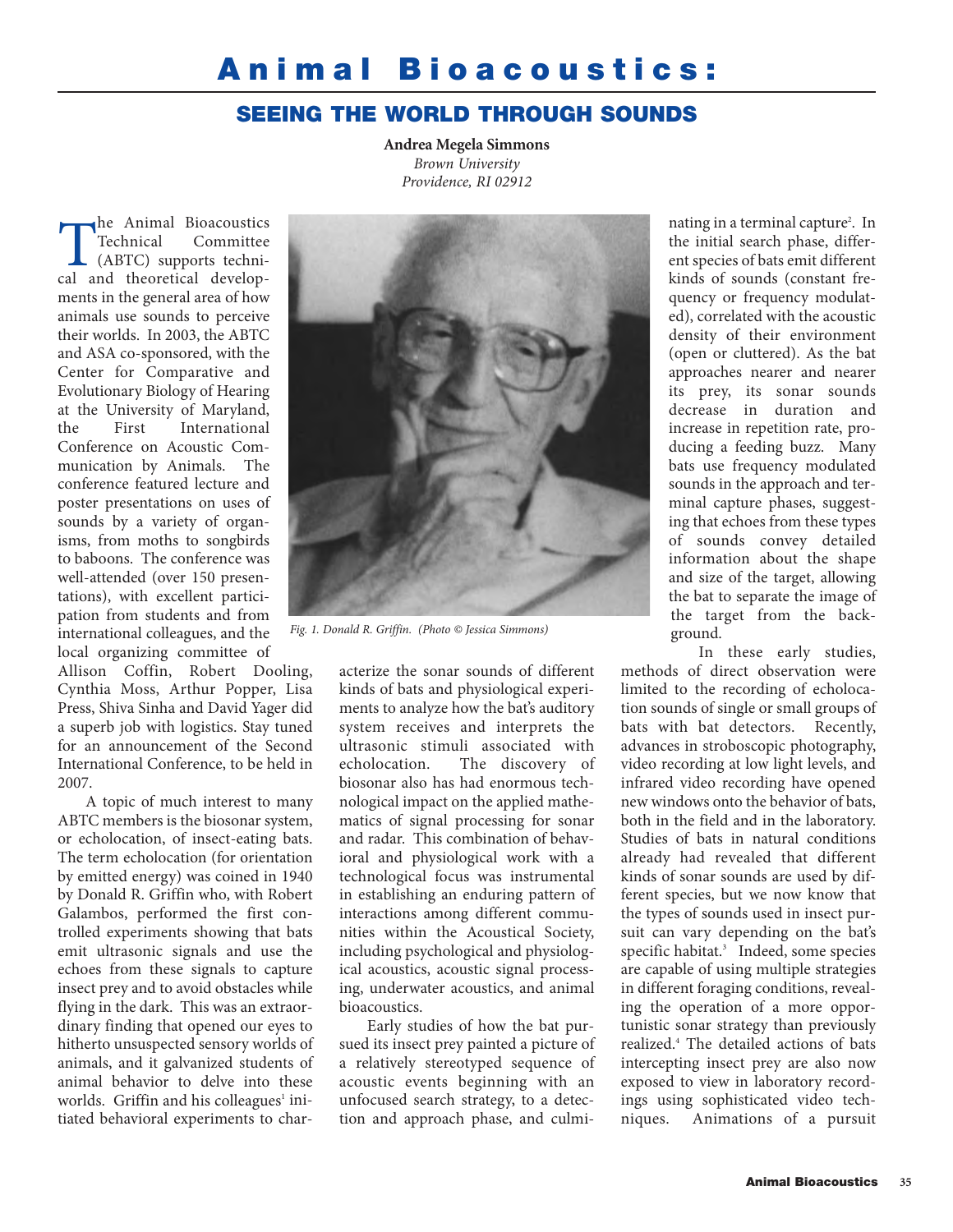# Animal Bioacoustics:

## SEEING THE WORLD THROUGH SOUNDS

**Andrea Megela Simmons**
*Brown University*
*Providence, RI 02912*

The Animal Bioacoustics Technical Committee (ABTC) supports technical and theoretical developments in the general area of how animals use sounds to perceive their worlds. In 2003, the ABTC and ASA co-sponsored, with the Center for Comparative and Evolutionary Biology of Hearing at the University of Maryland, the First International Conference on Acoustic Communication by Animals. The conference featured lecture and poster presentations on uses of sounds by a variety of organisms, from moths to songbirds to baboons. The conference was well-attended (over 150 presentations), with excellent participation from students and from international colleagues, and the local organizing committee of Allison Coffin, Robert Dooling, Cynthia Moss, Arthur Popper, Lisa Press, Shiva Sinha and David Yager did a superb job with logistics. Stay tuned for an announcement of the Second International Conference, to be held in 2007.

A topic of much interest to many ABTC members is the biosonar system, or echolocation, of insect-eating bats. The term echolocation (for orientation by emitted energy) was coined in 1940 by Donald R. Griffin who, with Robert Galambos, performed the first controlled experiments showing that bats emit ultrasonic signals and use the echoes from these signals to capture insect prey and to avoid obstacles while flying in the dark. This was an extraordinary finding that opened our eyes to hitherto unsuspected sensory worlds of animals, and it galvanized students of animal behavior to delve into these worlds. Griffin and his colleagues[1] initiated behavioral experiments to characterize the sonar sounds of different kinds of bats and physiological experiments to analyze how the bat's auditory system receives and interprets the ultrasonic stimuli associated with echolocation. The discovery of biosonar also has had enormous technological impact on the applied mathematics of signal processing for sonar and radar. This combination of behavioral and physiological work with a technological focus was instrumental in establishing an enduring pattern of interactions among different communities within the Acoustical Society, including psychological and physiological acoustics, acoustic signal processing, underwater acoustics, and animal bioacoustics.

*Fig. 1. Donald R. Griffin. (Photo © Jessica Simmons)*

Early studies of how the bat pursued its insect prey painted a picture of a relatively stereotyped sequence of acoustic events beginning with an unfocused search strategy, to a detection and approach phase, and culminating in a terminal capture[2]. In the initial search phase, different species of bats emit different kinds of sounds (constant frequency or frequency modulated), correlated with the acoustic density of their environment (open or cluttered). As the bat approaches nearer and nearer its prey, its sonar sounds decrease in duration and increase in repetition rate, producing a feeding buzz. Many bats use frequency modulated sounds in the approach and terminal capture phases, suggesting that echoes from these types of sounds convey detailed information about the shape and size of the target, allowing the bat to separate the image of the target from the background.

In these early studies, methods of direct observation were limited to the recording of echolocation sounds of single or small groups of bats with bat detectors. Recently, advances in stroboscopic photography, video recording at low light levels, and infrared video recording have opened new windows onto the behavior of bats, both in the field and in the laboratory. Studies of bats in natural conditions already had revealed that different kinds of sonar sounds are used by different species, but we now know that the types of sounds used in insect pursuit can vary depending on the bat's specific habitat.[3] Indeed, some species are capable of using multiple strategies in different foraging conditions, revealing the operation of a more opportunistic sonar strategy than previously realized.[4] The detailed actions of bats intercepting insect prey are also now exposed to view in laboratory recordings using sophisticated video techniques. Animations of a pursuit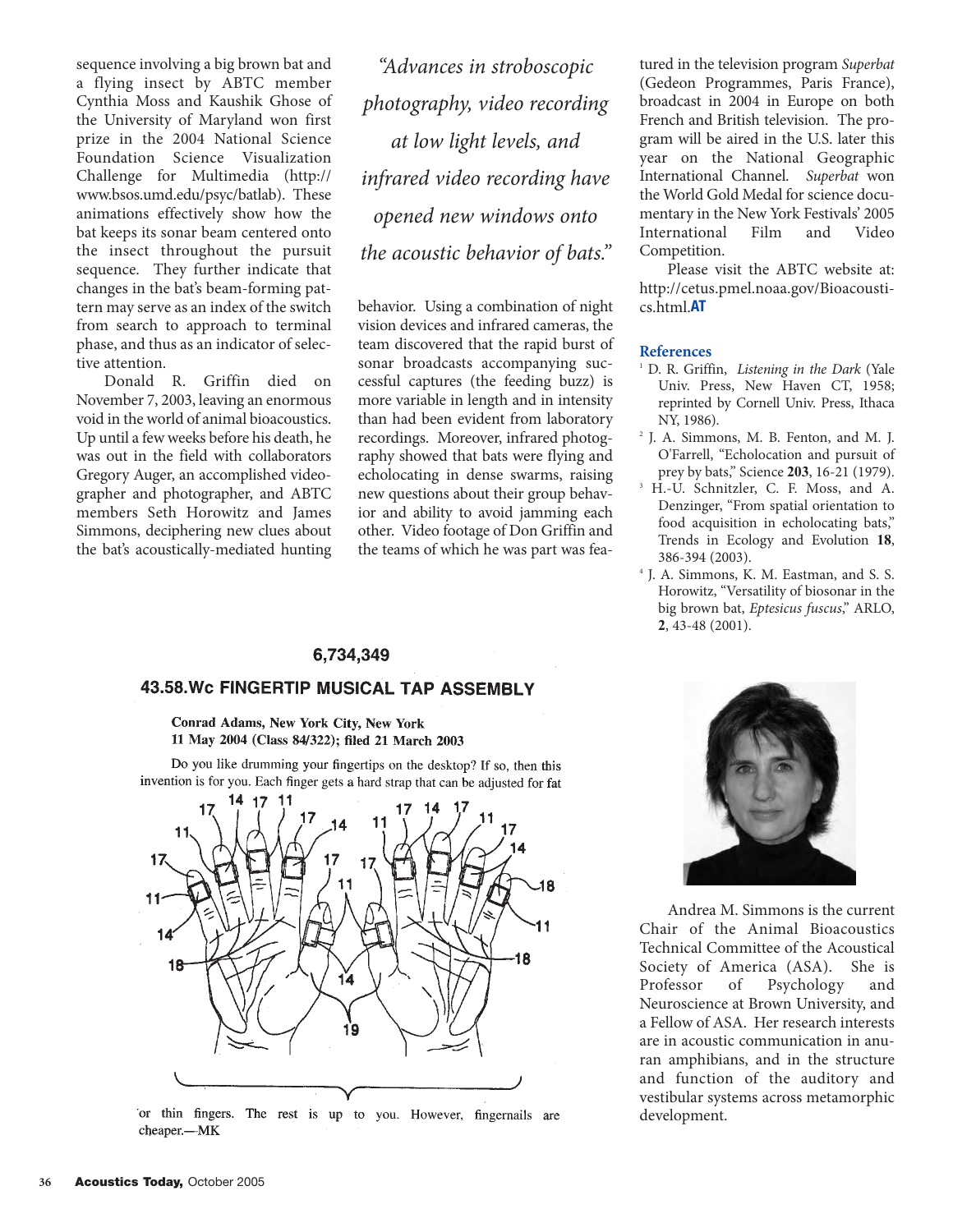sequence involving a big brown bat and a flying insect by ABTC member Cynthia Moss and Kaushik Ghose of the University of Maryland won first prize in the 2004 National Science Foundation Science Visualization Challenge for Multimedia (http://www.bsos.umd.edu/psyc/batlab). These animations effectively show how the bat keeps its sonar beam centered onto the insect throughout the pursuit sequence. They further indicate that changes in the bat's beam-forming pattern may serve as an index of the switch from search to approach to terminal phase, and thus as an indicator of selective attention.

Donald R. Griffin died on November 7, 2003, leaving an enormous void in the world of animal bioacoustics. Up until a few weeks before his death, he was out in the field with collaborators Gregory Auger, an accomplished videographer and photographer, and ABTC members Seth Horowitz and James Simmons, deciphering new clues about the bat's acoustically-mediated hunting behavior. Using a combination of night vision devices and infrared cameras, the team discovered that the rapid burst of sonar broadcasts accompanying successful captures (the feeding buzz) is more variable in length and in intensity than had been evident from laboratory recordings. Moreover, infrared photography showed that bats were flying and echolocating in dense swarms, raising new questions about their group behavior and ability to avoid jamming each other. Video footage of Don Griffin and the teams of which he was part was featured in the television program *Superbat* (Gedeon Programmes, Paris France), broadcast in 2004 in Europe on both French and British television. The program will be aired in the U.S. later this year on the National Geographic International Channel. *Superbat* won the World Gold Medal for science documentary in the New York Festivals' 2005 International Film and Video Competition.

*"Advances in stroboscopic photography, video recording at low light levels, and infrared video recording have opened new windows onto the acoustic behavior of bats."*

Please visit the ABTC website at: http://cetus.pmel.noaa.gov/Bioacoustics.html.**AT**

### References

1. D. R. Griffin, *Listening in the Dark* (Yale Univ. Press, New Haven CT, 1958; reprinted by Cornell Univ. Press, Ithaca NY, 1986).
2. J. A. Simmons, M. B. Fenton, and M. J. O'Farrell, "Echolocation and pursuit of prey by bats," Science **203**, 16-21 (1979).
3. H.-U. Schnitzler, C. F. Moss, and A. Denzinger, "From spatial orientation to food acquisition in echolocating bats," Trends in Ecology and Evolution **18**, 386-394 (2003).
4. J. A. Simmons, K. M. Eastman, and S. S. Horowitz, "Versatility of biosonar in the big brown bat, *Eptesicus fuscus*," ARLO, **2**, 43-48 (2001).

Andrea M. Simmons is the current Chair of the Animal Bioacoustics Technical Committee of the Acoustical Society of America (ASA). She is Professor of Psychology and Neuroscience at Brown University, and a Fellow of ASA. Her research interests are in acoustic communication in anuran amphibians, and in the structure and function of the auditory and vestibular systems across metamorphic development.

---

**6,734,349**

### 43.58.Wc FINGERTIP MUSICAL TAP ASSEMBLY

**Conrad Adams, New York City, New York**
**11 May 2004 (Class 84/322); filed 21 March 2003**

Do you like drumming your fingertips on the desktop? If so, then this invention is for you. Each finger gets a hard strap that can be adjusted for fat or thin fingers. The rest is up to you. However, fingernails are cheaper.—MK